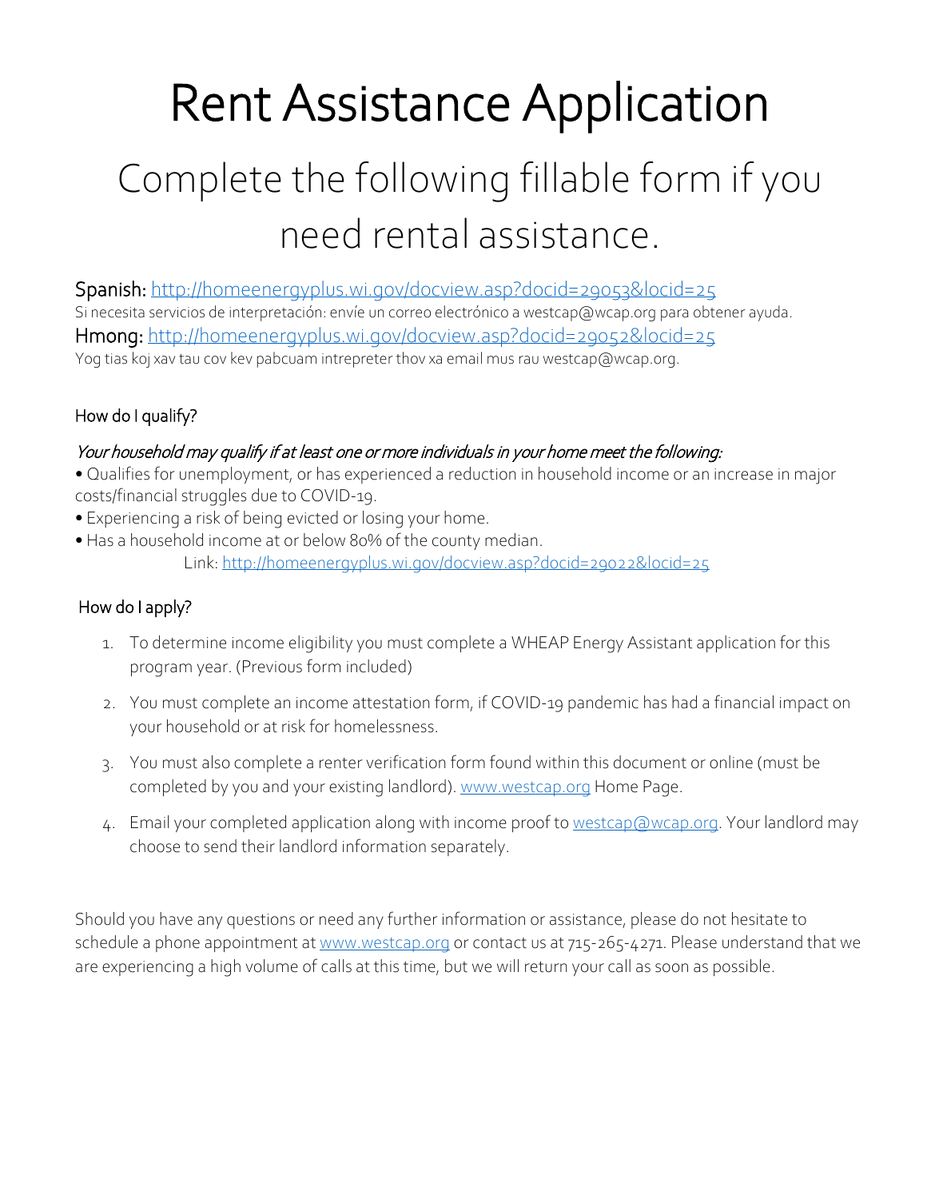# Rent Assistance Application

## Complete the following fillable form if you need rental assistance.

Spanish: http://homeenergyplus.wi.gov/docview.asp?docid=29053&locid=25

Si necesita servicios de interpretación: envíe un correo electrónico a westcap@wcap.org para obtener ayuda.

Hmong: http://homeenergyplus.wi.gov/docview.asp?docid=29052&locid=25

Yog tias koj xav tau cov kev pabcuam intrepreter thov xa email mus rau westcap@wcap.org.

### How do I qualify?

*Your household may qualify if at least one or more individuals in your home meet the following:*

- Qualifies for unemployment, or has experienced a reduction in household income or an increase in major costs/financial struggles due to COVID-19.
- Experiencing a risk of being evicted or losing your home.
- Has a household income at or below 80% of the county median.
  Link: http://homeenergyplus.wi.gov/docview.asp?docid=29022&locid=25

### How do I apply?

1. To determine income eligibility you must complete a WHEAP Energy Assistant application for this program year. (Previous form included)
2. You must complete an income attestation form, if COVID-19 pandemic has had a financial impact on your household or at risk for homelessness.
3. You must also complete a renter verification form found within this document or online (must be completed by you and your existing landlord). www.westcap.org Home Page.
4. Email your completed application along with income proof to westcap@wcap.org. Your landlord may choose to send their landlord information separately.

Should you have any questions or need any further information or assistance, please do not hesitate to schedule a phone appointment at www.westcap.org or contact us at 715-265-4271. Please understand that we are experiencing a high volume of calls at this time, but we will return your call as soon as possible.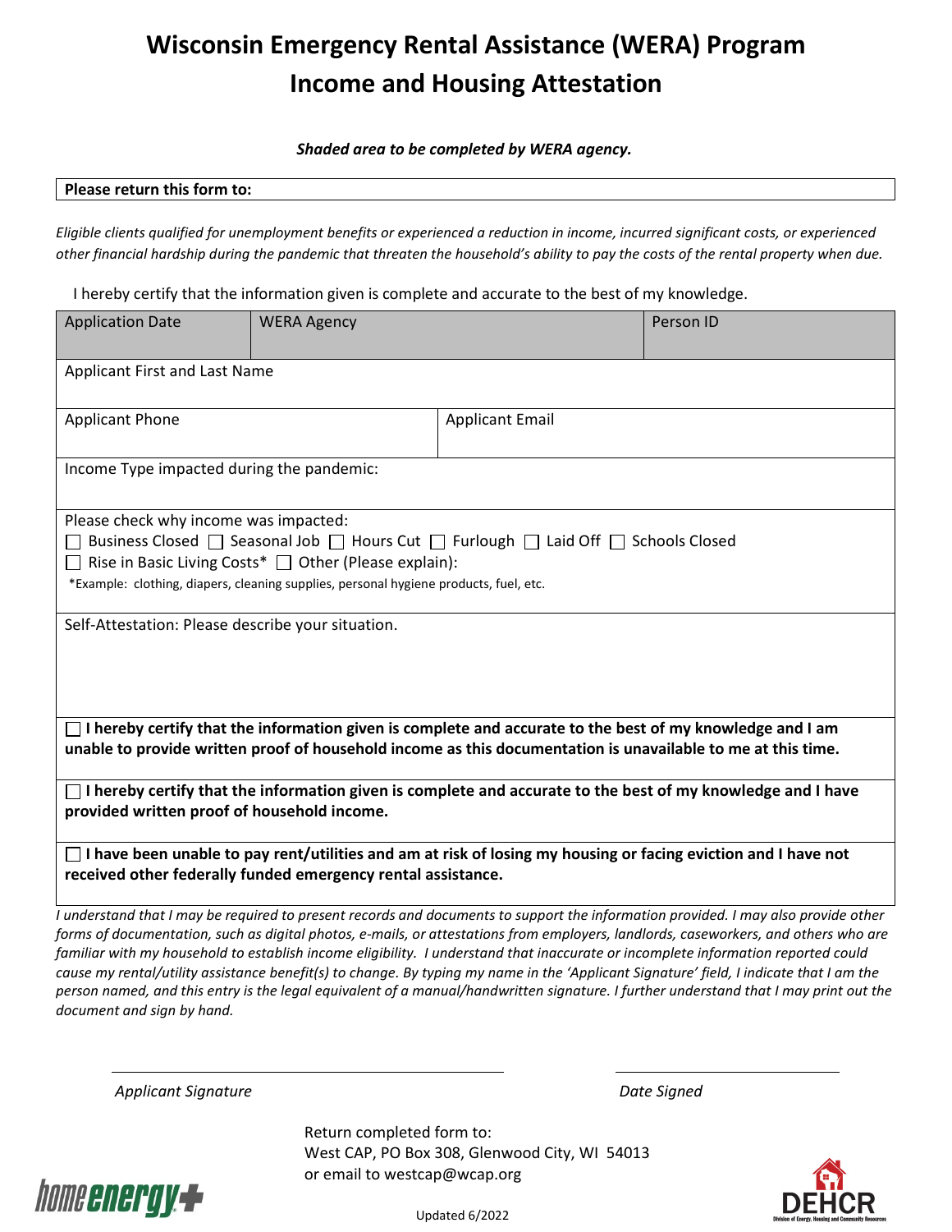# Wisconsin Emergency Rental Assistance (WERA) Program
# Income and Housing Attestation

***Shaded area to be completed by WERA agency.***

| **Please return this form to:** |
|---|

*Eligible clients qualified for unemployment benefits or experienced a reduction in income, incurred significant costs, or experienced other financial hardship during the pandemic that threaten the household's ability to pay the costs of the rental property when due.*

I hereby certify that the information given is complete and accurate to the best of my knowledge.

| Application Date | WERA Agency | Person ID |
|---|---|---|

| Applicant First and Last Name |
|---|

| Applicant Phone | Applicant Email |
|---|---|

Income Type impacted during the pandemic:

Please check why income was impacted:
☐ Business Closed ☐ Seasonal Job ☐ Hours Cut ☐ Furlough ☐ Laid Off ☐ Schools Closed
☐ Rise in Basic Living Costs* ☐ Other (Please explain):
*Example: clothing, diapers, cleaning supplies, personal hygiene products, fuel, etc.

Self-Attestation: Please describe your situation.

☐ **I hereby certify that the information given is complete and accurate to the best of my knowledge and I am unable to provide written proof of household income as this documentation is unavailable to me at this time.**

☐ **I hereby certify that the information given is complete and accurate to the best of my knowledge and I have provided written proof of household income.**

☐ **I have been unable to pay rent/utilities and am at risk of losing my housing or facing eviction and I have not received other federally funded emergency rental assistance.**

*I understand that I may be required to present records and documents to support the information provided. I may also provide other forms of documentation, such as digital photos, e-mails, or attestations from employers, landlords, caseworkers, and others who are familiar with my household to establish income eligibility. I understand that inaccurate or incomplete information reported could cause my rental/utility assistance benefit(s) to change. By typing my name in the 'Applicant Signature' field, I indicate that I am the person named, and this entry is the legal equivalent of a manual/handwritten signature. I further understand that I may print out the document and sign by hand.*

\_\_\_\_\_\_\_\_\_\_\_\_\_\_\_\_\_\_\_\_\_\_\_\_\_\_\_\_\_\_ \_\_\_\_\_\_\_\_\_\_\_\_\_\_\_\_\_\_\_\_

*Applicant Signature* *Date Signed*

Return completed form to:
West CAP, PO Box 308, Glenwood City, WI 54013
or email to westcap@wcap.org

Updated 6/2022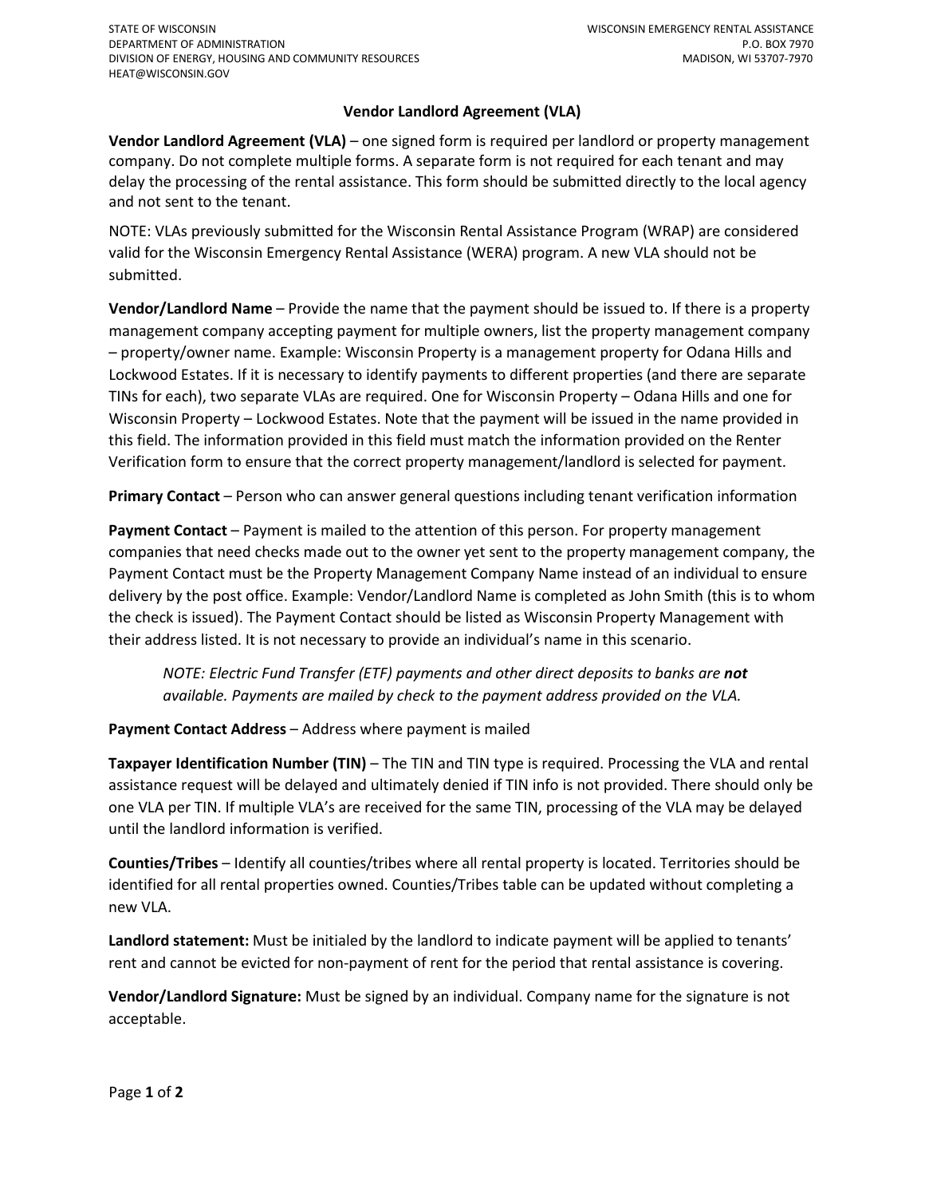STATE OF WISCONSIN
DEPARTMENT OF ADMINISTRATION
DIVISION OF ENERGY, HOUSING AND COMMUNITY RESOURCES
HEAT@WISCONSIN.GOV

WISCONSIN EMERGENCY RENTAL ASSISTANCE
P.O. BOX 7970
MADISON, WI 53707-7970

## Vendor Landlord Agreement (VLA)

**Vendor Landlord Agreement (VLA)** – one signed form is required per landlord or property management company. Do not complete multiple forms. A separate form is not required for each tenant and may delay the processing of the rental assistance. This form should be submitted directly to the local agency and not sent to the tenant.

NOTE: VLAs previously submitted for the Wisconsin Rental Assistance Program (WRAP) are considered valid for the Wisconsin Emergency Rental Assistance (WERA) program. A new VLA should not be submitted.

**Vendor/Landlord Name** – Provide the name that the payment should be issued to. If there is a property management company accepting payment for multiple owners, list the property management company – property/owner name. Example: Wisconsin Property is a management property for Odana Hills and Lockwood Estates. If it is necessary to identify payments to different properties (and there are separate TINs for each), two separate VLAs are required. One for Wisconsin Property – Odana Hills and one for Wisconsin Property – Lockwood Estates. Note that the payment will be issued in the name provided in this field. The information provided in this field must match the information provided on the Renter Verification form to ensure that the correct property management/landlord is selected for payment.

**Primary Contact** – Person who can answer general questions including tenant verification information

**Payment Contact** – Payment is mailed to the attention of this person. For property management companies that need checks made out to the owner yet sent to the property management company, the Payment Contact must be the Property Management Company Name instead of an individual to ensure delivery by the post office. Example: Vendor/Landlord Name is completed as John Smith (this is to whom the check is issued). The Payment Contact should be listed as Wisconsin Property Management with their address listed. It is not necessary to provide an individual's name in this scenario.

> *NOTE: Electric Fund Transfer (ETF) payments and other direct deposits to banks are **not** available. Payments are mailed by check to the payment address provided on the VLA.*

**Payment Contact Address** – Address where payment is mailed

**Taxpayer Identification Number (TIN)** – The TIN and TIN type is required. Processing the VLA and rental assistance request will be delayed and ultimately denied if TIN info is not provided. There should only be one VLA per TIN. If multiple VLA's are received for the same TIN, processing of the VLA may be delayed until the landlord information is verified.

**Counties/Tribes** – Identify all counties/tribes where all rental property is located. Territories should be identified for all rental properties owned. Counties/Tribes table can be updated without completing a new VLA.

**Landlord statement:** Must be initialed by the landlord to indicate payment will be applied to tenants' rent and cannot be evicted for non-payment of rent for the period that rental assistance is covering.

**Vendor/Landlord Signature:** Must be signed by an individual. Company name for the signature is not acceptable.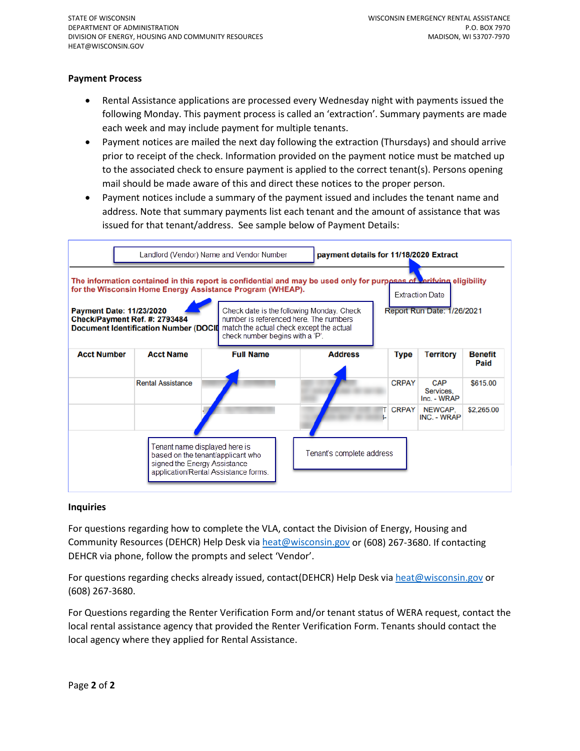STATE OF WISCONSIN
DEPARTMENT OF ADMINISTRATION
DIVISION OF ENERGY, HOUSING AND COMMUNITY RESOURCES
HEAT@WISCONSIN.GOV

WISCONSIN EMERGENCY RENTAL ASSISTANCE
P.O. BOX 7970
MADISON, WI 53707-7970

## Payment Process

- Rental Assistance applications are processed every Wednesday night with payments issued the following Monday. This payment process is called an 'extraction'. Summary payments are made each week and may include payment for multiple tenants.
- Payment notices are mailed the next day following the extraction (Thursdays) and should arrive prior to receipt of the check. Information provided on the payment notice must be matched up to the associated check to ensure payment is applied to the correct tenant(s). Persons opening mail should be made aware of this and direct these notices to the proper person.
- Payment notices include a summary of the payment issued and includes the tenant name and address. Note that summary payments list each tenant and the amount of assistance that was issued for that tenant/address. See sample below of Payment Details:

Landlord (Vendor) Name and Vendor Number — **payment details for 11/18/2020 Extract**

Extraction Date

**The information contained in this report is confidential and may be used only for purposes of verifying eligibility for the Wisconsin Home Energy Assistance Program (WHEAP).**

**Payment Date: 11/23/2020**
**Check/Payment Ref. #: 2793484**
**Document Identification Number (DOCID**

Check date is the following Monday. Check number is referenced here. The numbers match the actual check except the actual check number begins with a 'P'.

Report Run Date: 1/26/2021

| Acct Number | Acct Name | Full Name | Address | Type | Territory | Benefit Paid |
|---|---|---|---|---|---|---|
| | Rental Assistance | | | CRPAY | CAP Services, Inc. - WRAP | $615.00 |
| | | | | CRPAY | NEWCAP, INC. - WRAP | $2,265.00 |

Tenant name displayed here is based on the tenant/applicant who signed the Energy Assistance application/Rental Assistance forms.

Tenant's complete address

## Inquiries

For questions regarding how to complete the VLA, contact the Division of Energy, Housing and Community Resources (DEHCR) Help Desk via heat@wisconsin.gov or (608) 267-3680. If contacting DEHCR via phone, follow the prompts and select 'Vendor'.

For questions regarding checks already issued, contact(DEHCR) Help Desk via heat@wisconsin.gov or (608) 267-3680.

For Questions regarding the Renter Verification Form and/or tenant status of WERA request, contact the local rental assistance agency that provided the Renter Verification Form. Tenants should contact the local agency where they applied for Rental Assistance.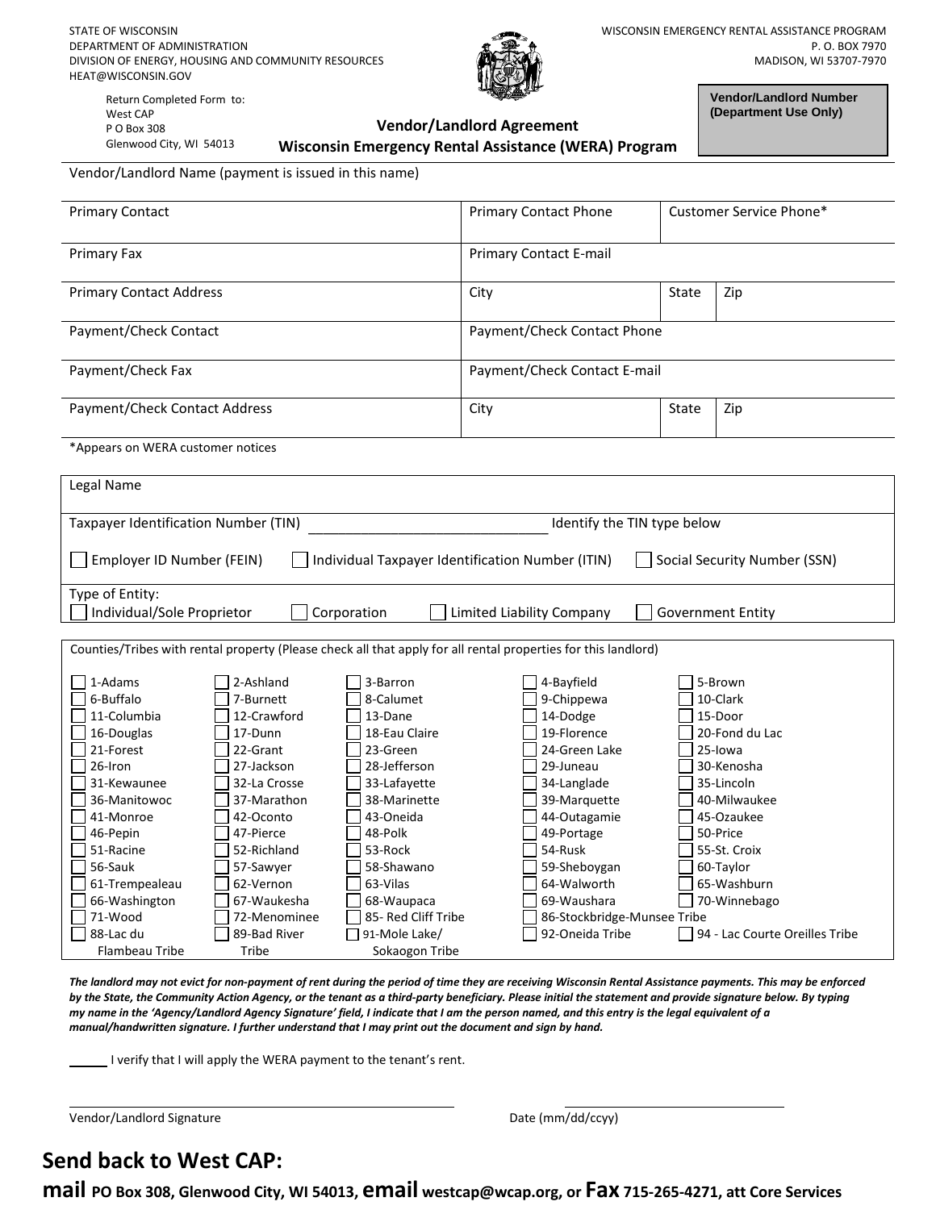STATE OF WISCONSIN
DEPARTMENT OF ADMINISTRATION
DIVISION OF ENERGY, HOUSING AND COMMUNITY RESOURCES
HEAT@WISCONSIN.GOV

WISCONSIN EMERGENCY RENTAL ASSISTANCE PROGRAM
P. O. BOX 7970
MADISON, WI 53707-7970

Return Completed Form to:
West CAP
P O Box 308
Glenwood City, WI 54013

**Vendor/Landlord Number (Department Use Only)**

## Vendor/Landlord Agreement
## Wisconsin Emergency Rental Assistance (WERA) Program

| Vendor/Landlord Name (payment is issued in this name) | | | |
|---|---|---|---|
| Primary Contact | Primary Contact Phone | Customer Service Phone* | |
| Primary Fax | Primary Contact E-mail | | |
| Primary Contact Address | City | State | Zip |
| Payment/Check Contact | Payment/Check Contact Phone | | |
| Payment/Check Fax | Payment/Check Contact E-mail | | |
| Payment/Check Contact Address | City | State | Zip |

*Appears on WERA customer notices

Legal Name

Taxpayer Identification Number (TIN) ______________________________ Identify the TIN type below

☐ Employer ID Number (FEIN) ☐ Individual Taxpayer Identification Number (ITIN) ☐ Social Security Number (SSN)

Type of Entity:
☐ Individual/Sole Proprietor ☐ Corporation ☐ Limited Liability Company ☐ Government Entity

Counties/Tribes with rental property (Please check all that apply for all rental properties for this landlord)

| | | | | |
|---|---|---|---|---|
| ☐ 1-Adams | ☐ 2-Ashland | ☐ 3-Barron | ☐ 4-Bayfield | ☐ 5-Brown |
| ☐ 6-Buffalo | ☐ 7-Burnett | ☐ 8-Calumet | ☐ 9-Chippewa | ☐ 10-Clark |
| ☐ 11-Columbia | ☐ 12-Crawford | ☐ 13-Dane | ☐ 14-Dodge | ☐ 15-Door |
| ☐ 16-Douglas | ☐ 17-Dunn | ☐ 18-Eau Claire | ☐ 19-Florence | ☐ 20-Fond du Lac |
| ☐ 21-Forest | ☐ 22-Grant | ☐ 23-Green | ☐ 24-Green Lake | ☐ 25-Iowa |
| ☐ 26-Iron | ☐ 27-Jackson | ☐ 28-Jefferson | ☐ 29-Juneau | ☐ 30-Kenosha |
| ☐ 31-Kewaunee | ☐ 32-La Crosse | ☐ 33-Lafayette | ☐ 34-Langlade | ☐ 35-Lincoln |
| ☐ 36-Manitowoc | ☐ 37-Marathon | ☐ 38-Marinette | ☐ 39-Marquette | ☐ 40-Milwaukee |
| ☐ 41-Monroe | ☐ 42-Oconto | ☐ 43-Oneida | ☐ 44-Outagamie | ☐ 45-Ozaukee |
| ☐ 46-Pepin | ☐ 47-Pierce | ☐ 48-Polk | ☐ 49-Portage | ☐ 50-Price |
| ☐ 51-Racine | ☐ 52-Richland | ☐ 53-Rock | ☐ 54-Rusk | ☐ 55-St. Croix |
| ☐ 56-Sauk | ☐ 57-Sawyer | ☐ 58-Shawano | ☐ 59-Sheboygan | ☐ 60-Taylor |
| ☐ 61-Trempealeau | ☐ 62-Vernon | ☐ 63-Vilas | ☐ 64-Walworth | ☐ 65-Washburn |
| ☐ 66-Washington | ☐ 67-Waukesha | ☐ 68-Waupaca | ☐ 69-Waushara | ☐ 70-Winnebago |
| ☐ 71-Wood | ☐ 72-Menominee | ☐ 85- Red Cliff Tribe | ☐ 86-Stockbridge-Munsee Tribe | |
| ☐ 88-Lac du Flambeau Tribe | ☐ 89-Bad River Tribe | ☐ 91-Mole Lake/ Sokaogon Tribe | ☐ 92-Oneida Tribe | ☐ 94 - Lac Courte Oreilles Tribe |

***The landlord may not evict for non-payment of rent during the period of time they are receiving Wisconsin Rental Assistance payments. This may be enforced by the State, the Community Action Agency, or the tenant as a third-party beneficiary. Please initial the statement and provide signature below. By typing my name in the 'Agency/Landlord Agency Signature' field, I indicate that I am the person named, and this entry is the legal equivalent of a manual/handwritten signature. I further understand that I may print out the document and sign by hand.***

______ I verify that I will apply the WERA payment to the tenant's rent.

______________________________ ______________________________
Vendor/Landlord Signature Date (mm/dd/ccyy)

## Send back to West CAP:

**mail PO Box 308, Glenwood City, WI 54013, email westcap@wcap.org, or Fax 715-265-4271, att Core Services**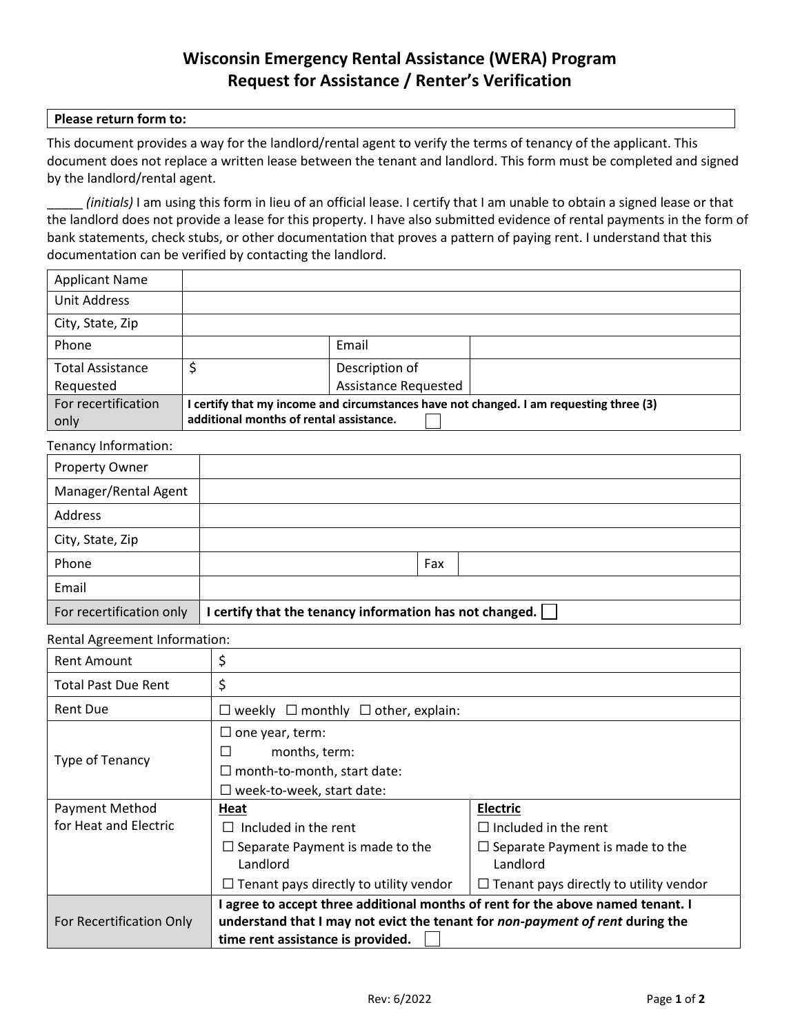# Wisconsin Emergency Rental Assistance (WERA) Program
## Request for Assistance / Renter's Verification

| **Please return form to:** |
|---|

This document provides a way for the landlord/rental agent to verify the terms of tenancy of the applicant. This document does not replace a written lease between the tenant and landlord. This form must be completed and signed by the landlord/rental agent.

_____ *(initials)* I am using this form in lieu of an official lease. I certify that I am unable to obtain a signed lease or that the landlord does not provide a lease for this property. I have also submitted evidence of rental payments in the form of bank statements, check stubs, or other documentation that proves a pattern of paying rent. I understand that this documentation can be verified by contacting the landlord.

| Applicant Name | | | |
|---|---|---|---|
| Unit Address | | | |
| City, State, Zip | | | |
| Phone | | Email | |
| Total Assistance Requested | $ | Description of Assistance Requested | |
| For recertification only | **I certify that my income and circumstances have not changed. I am requesting three (3) additional months of rental assistance.** ☐ | | |

Tenancy Information:

| Property Owner | | | |
|---|---|---|---|
| Manager/Rental Agent | | | |
| Address | | | |
| City, State, Zip | | | |
| Phone | | Fax | |
| Email | | | |
| For recertification only | **I certify that the tenancy information has not changed.** ☐ | | |

Rental Agreement Information:

| Rent Amount | $ | |
|---|---|---|
| Total Past Due Rent | $ | |
| Rent Due | ☐ weekly ☐ monthly ☐ other, explain: | |
| Type of Tenancy | ☐ one year, term:<br>☐ months, term:<br>☐ month-to-month, start date:<br>☐ week-to-week, start date: | |
| Payment Method for Heat and Electric | **Heat**<br>☐ Included in the rent<br>☐ Separate Payment is made to the Landlord<br>☐ Tenant pays directly to utility vendor | **Electric**<br>☐ Included in the rent<br>☐ Separate Payment is made to the Landlord<br>☐ Tenant pays directly to utility vendor |
| For Recertification Only | **I agree to accept three additional months of rent for the above named tenant. I understand that I may not evict the tenant for *non-payment of rent* during the time rent assistance is provided.** ☐ | |

Rev: 6/2022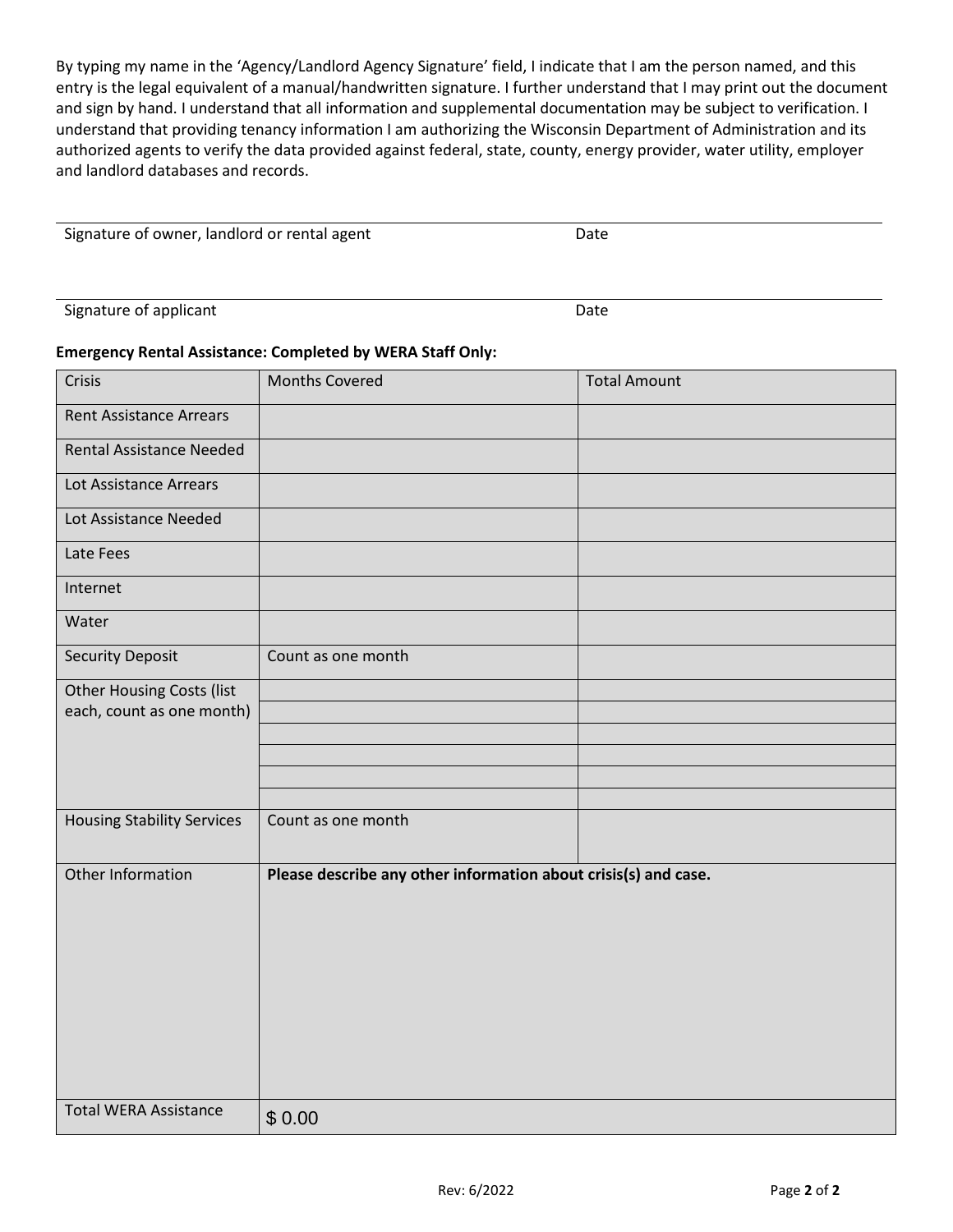By typing my name in the 'Agency/Landlord Agency Signature' field, I indicate that I am the person named, and this entry is the legal equivalent of a manual/handwritten signature. I further understand that I may print out the document and sign by hand. I understand that all information and supplemental documentation may be subject to verification. I understand that providing tenancy information I am authorizing the Wisconsin Department of Administration and its authorized agents to verify the data provided against federal, state, county, energy provider, water utility, employer and landlord databases and records.

Signature of owner, landlord or rental agent　　　　　　Date

Signature of applicant　　　　　　Date

**Emergency Rental Assistance: Completed by WERA Staff Only:**

| Crisis | Months Covered | Total Amount |
|---|---|---|
| Rent Assistance Arrears | | |
| Rental Assistance Needed | | |
| Lot Assistance Arrears | | |
| Lot Assistance Needed | | |
| Late Fees | | |
| Internet | | |
| Water | | |
| Security Deposit | Count as one month | |
| Other Housing Costs (list each, count as one month) | | |
| | | |
| | | |
| | | |
| | | |
| | | |
| Housing Stability Services | Count as one month | |
| Other Information | **Please describe any other information about crisis(s) and case.** | |
| Total WERA Assistance | $ 0.00 | |

Rev: 6/2022